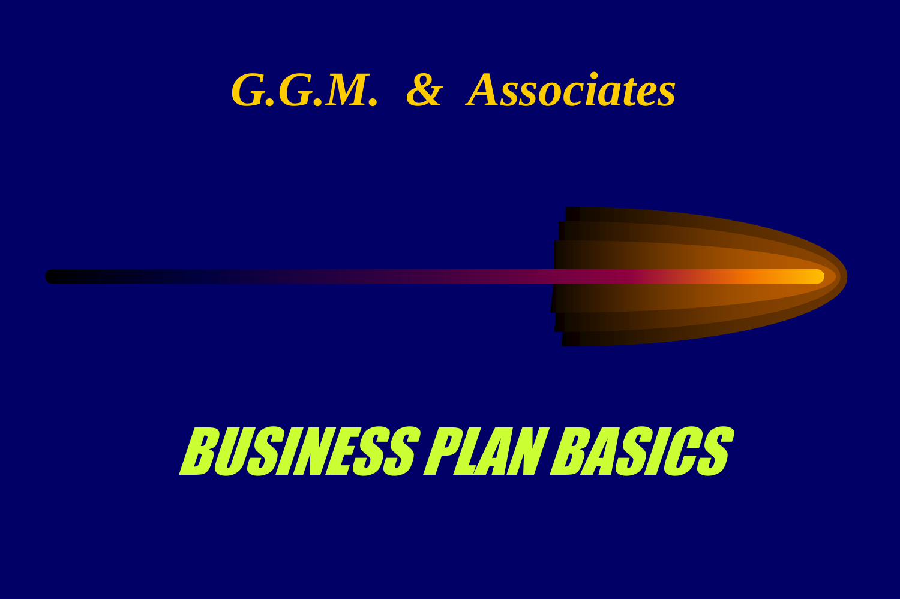***G.G.M. & Associates***

# *BUSINESS PLAN BASICS*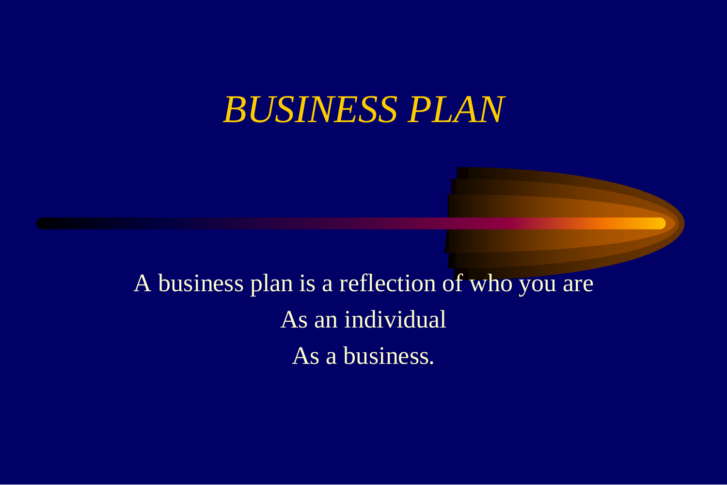# *BUSINESS PLAN*

A business plan is a reflection of who you are

As an individual

As a business.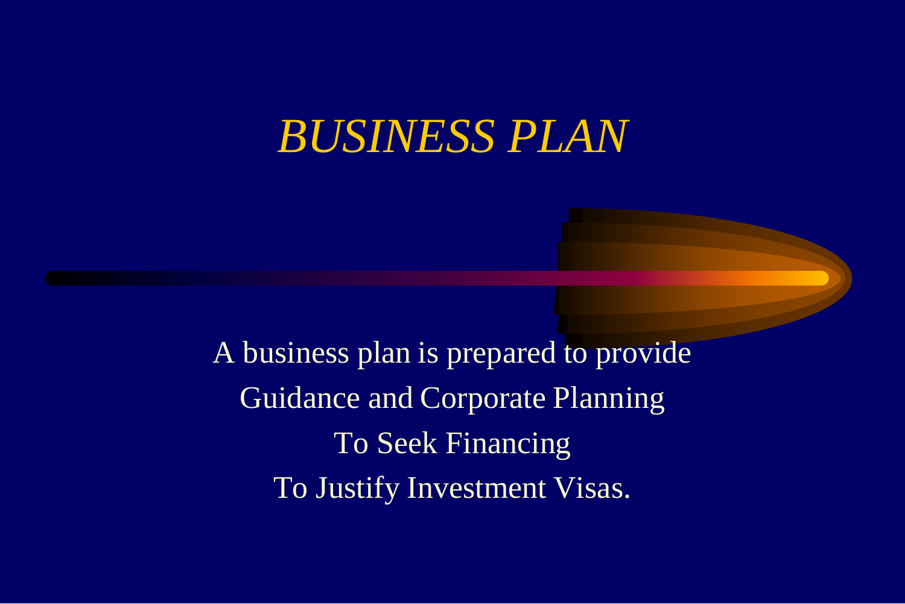# *BUSINESS PLAN*

A business plan is prepared to provide

Guidance and Corporate Planning

To Seek Financing

To Justify Investment Visas.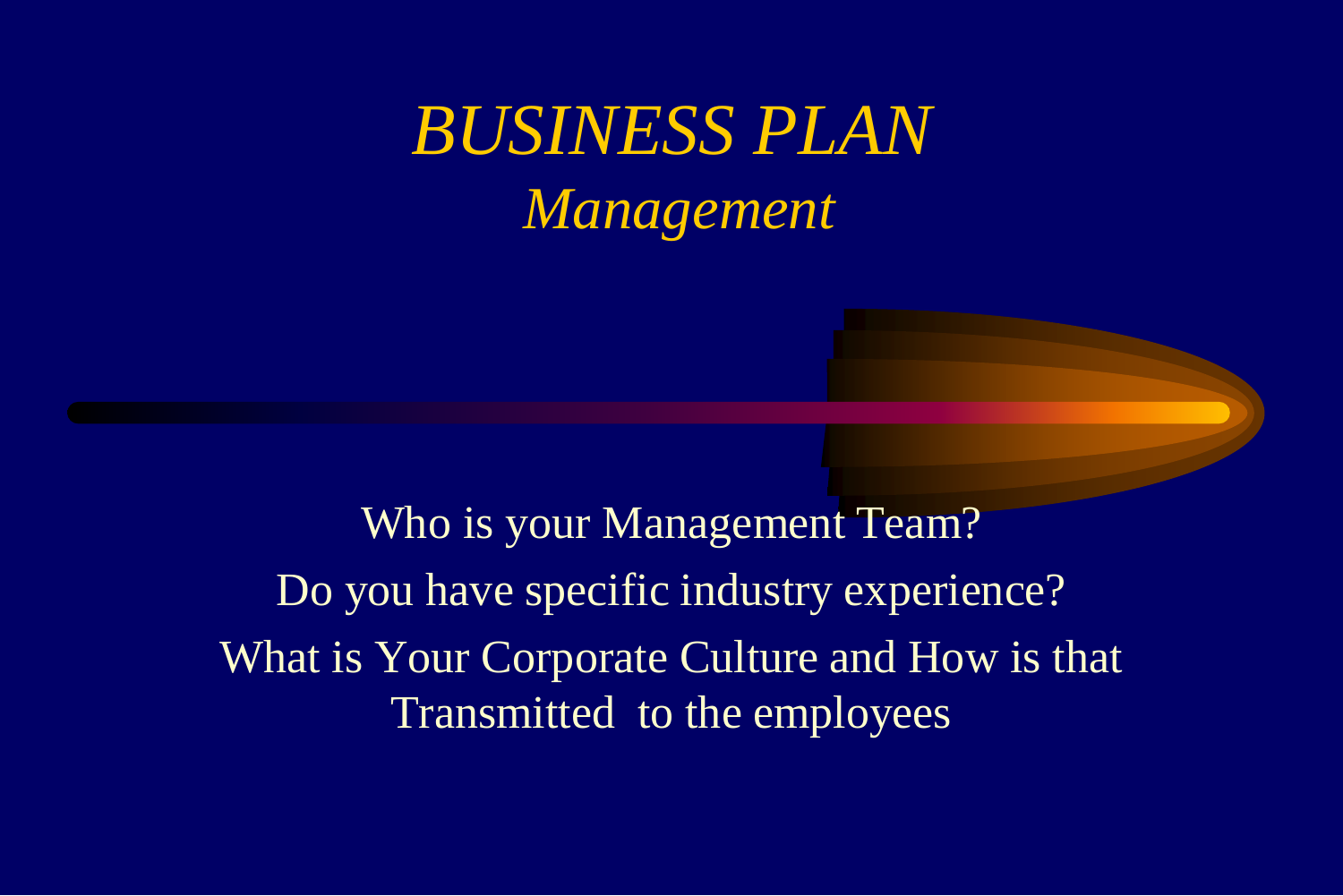# *BUSINESS PLAN*

## *Management*

Who is your Management Team?

Do you have specific industry experience?

What is Your Corporate Culture and How is that Transmitted to the employees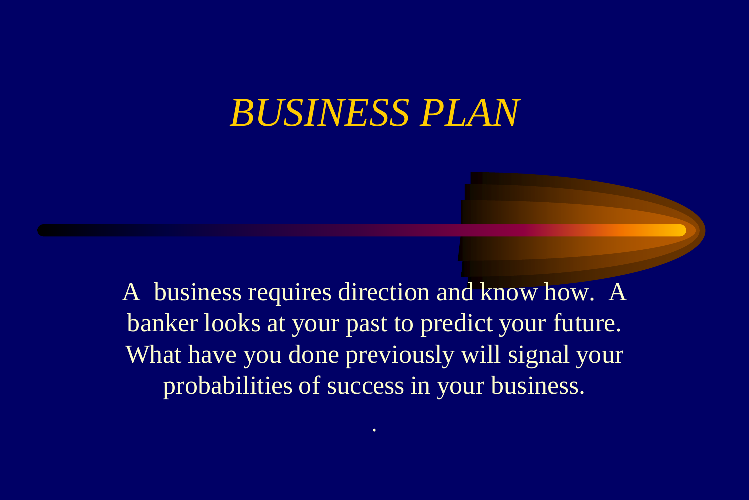# *BUSINESS PLAN*

A business requires direction and know how. A banker looks at your past to predict your future. What have you done previously will signal your probabilities of success in your business.

.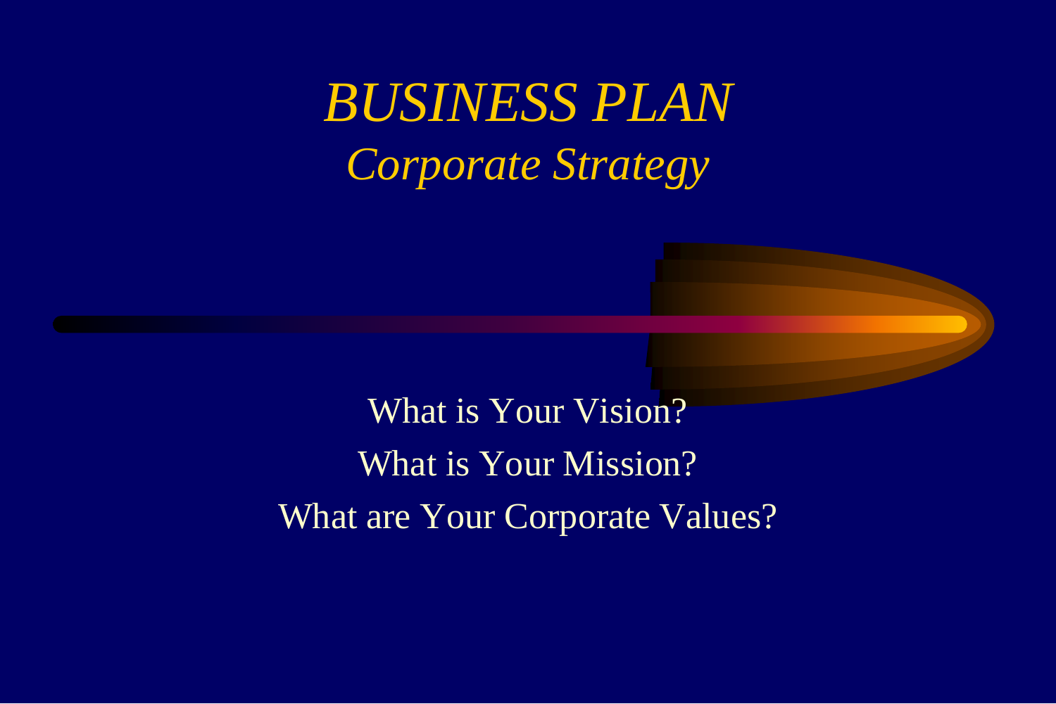# *BUSINESS PLAN*

## *Corporate Strategy*

What is Your Vision?

What is Your Mission?

What are Your Corporate Values?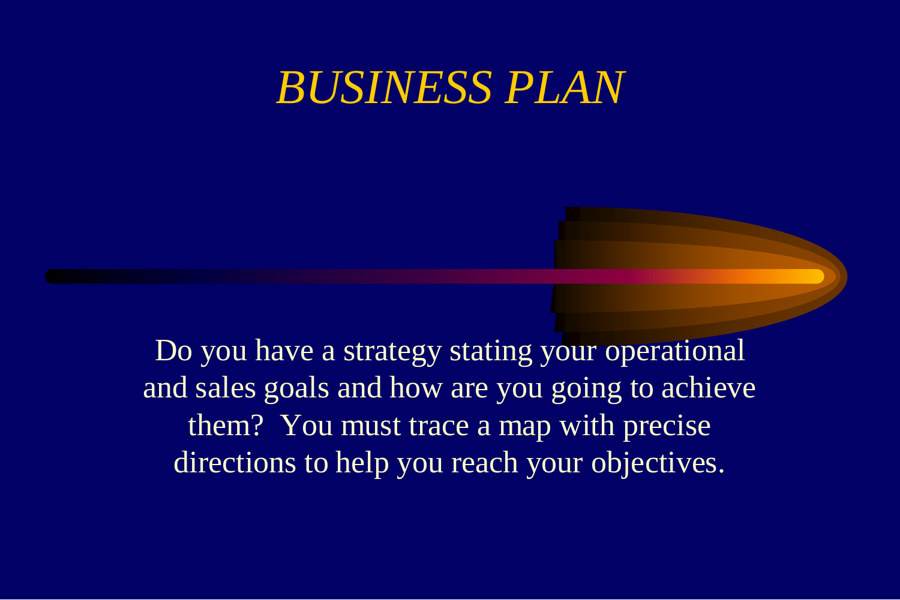# *BUSINESS PLAN*

Do you have a strategy stating your operational and sales goals and how are you going to achieve them? You must trace a map with precise directions to help you reach your objectives.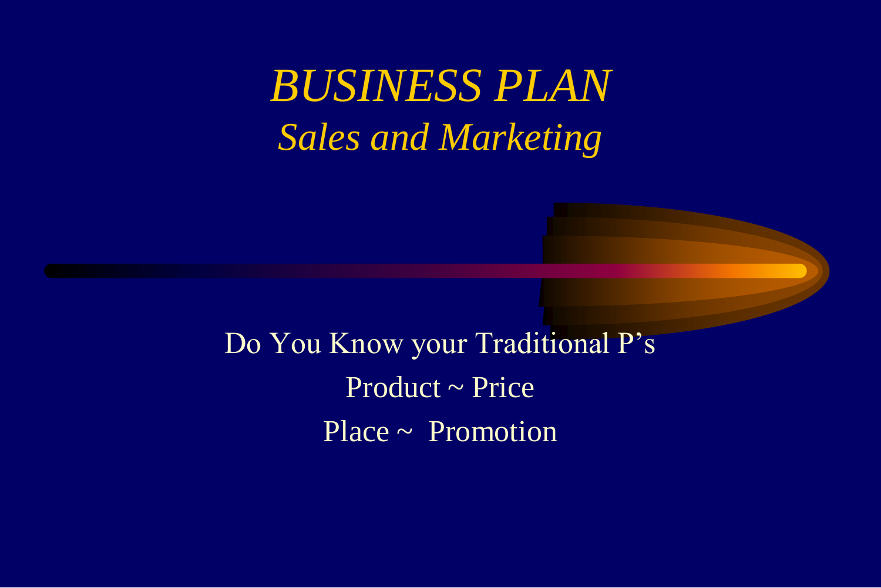# *BUSINESS PLAN*

## *Sales and Marketing*

Do You Know your Traditional P's

Product ~ Price

Place ~ Promotion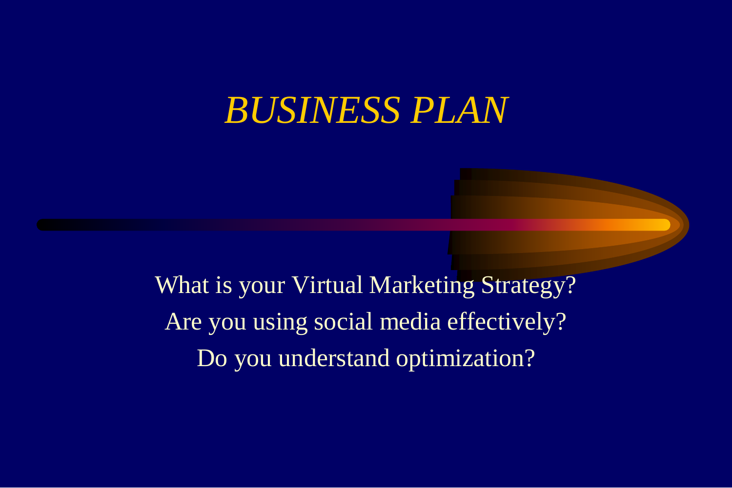# *BUSINESS PLAN*

What is your Virtual Marketing Strategy?

Are you using social media effectively?

Do you understand optimization?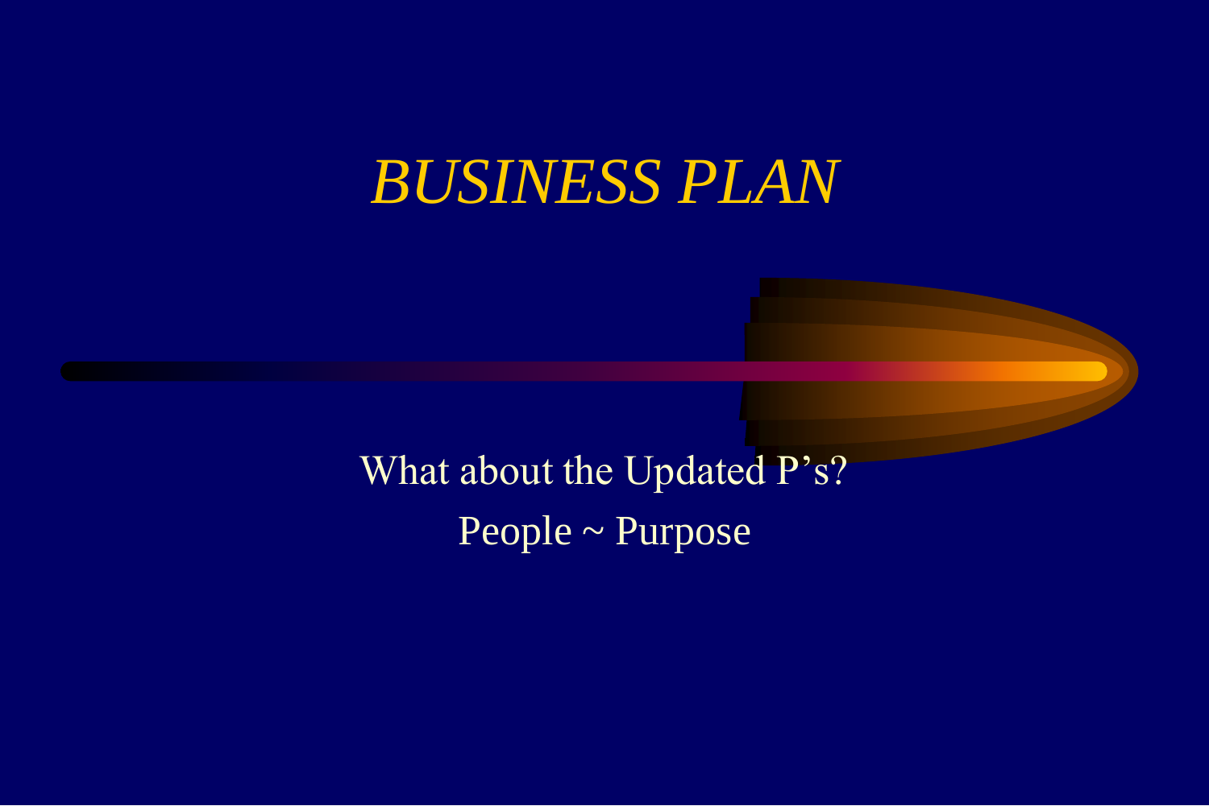# *BUSINESS PLAN*

What about the Updated P's?

People ~ Purpose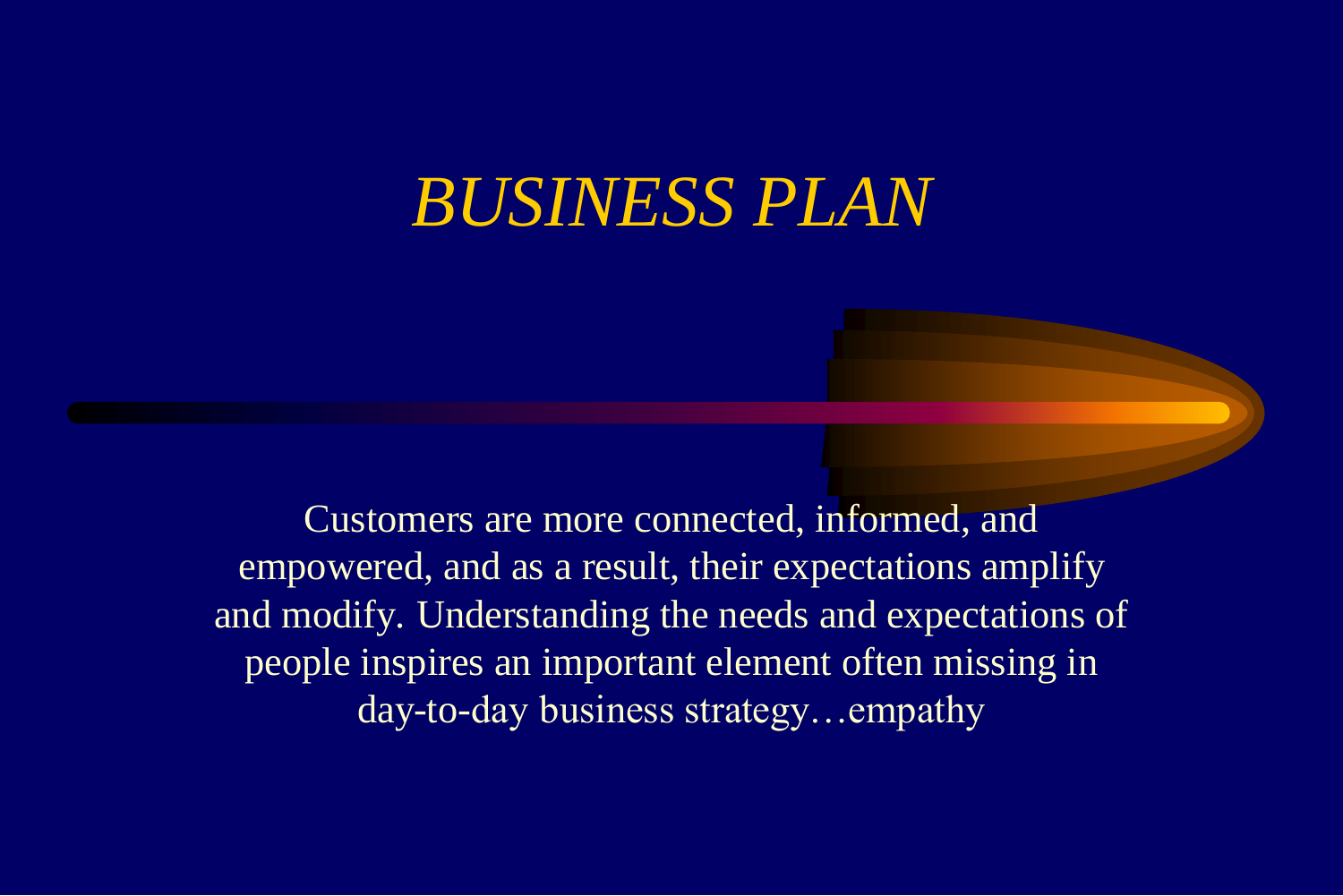# *BUSINESS PLAN*

Customers are more connected, informed, and empowered, and as a result, their expectations amplify and modify. Understanding the needs and expectations of people inspires an important element often missing in day-to-day business strategy…empathy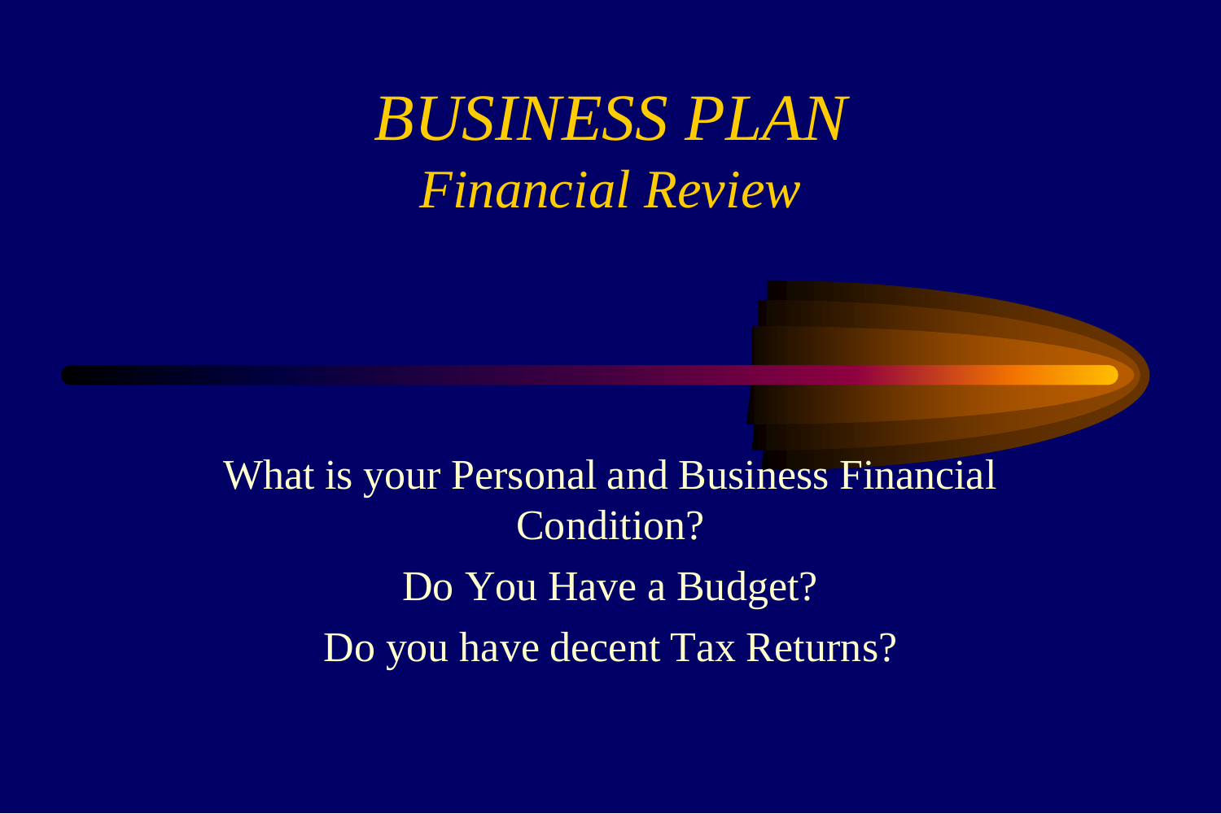# *BUSINESS PLAN*

## *Financial Review*

What is your Personal and Business Financial Condition?

Do You Have a Budget?

Do you have decent Tax Returns?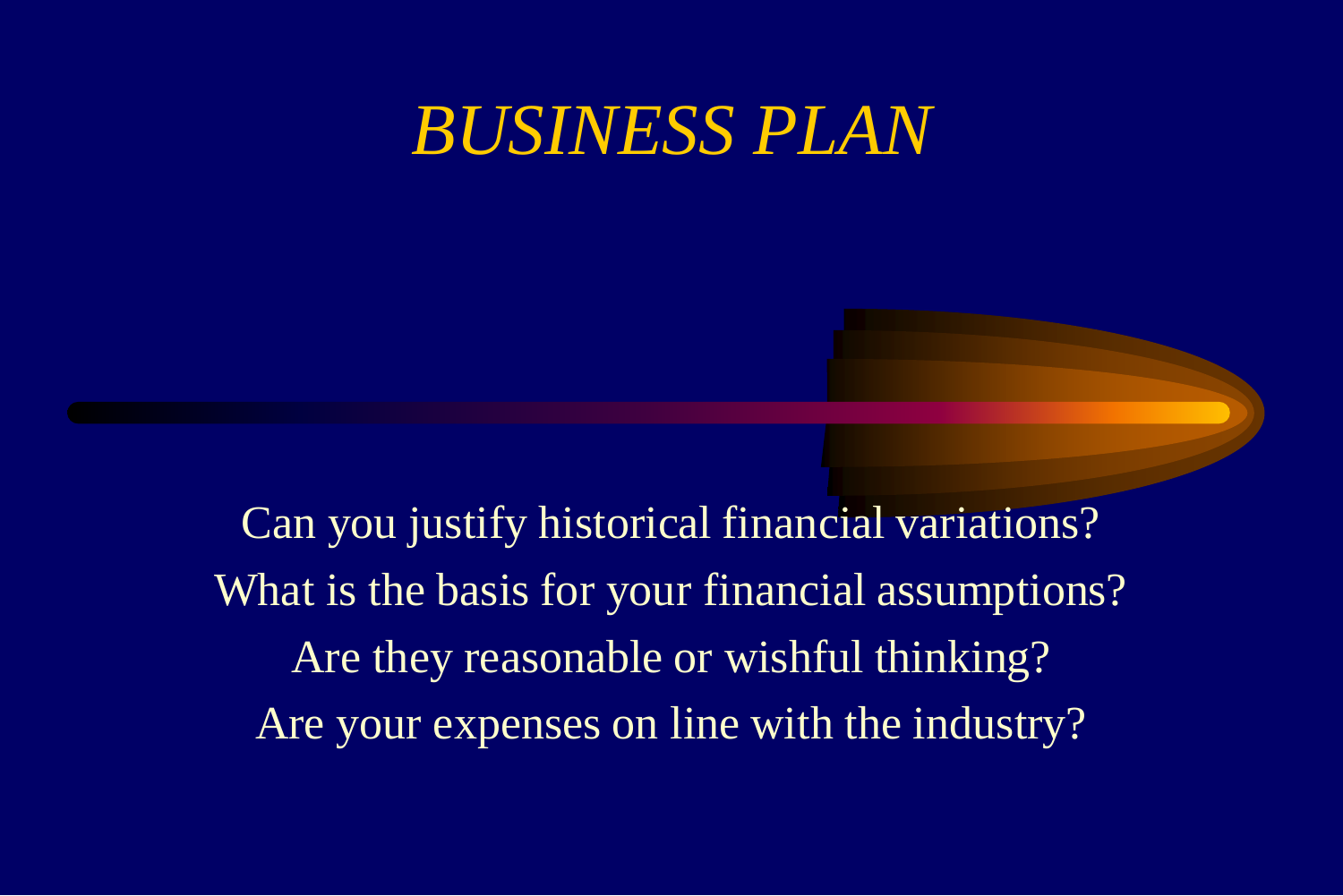# *BUSINESS PLAN*

Can you justify historical financial variations?

What is the basis for your financial assumptions?

Are they reasonable or wishful thinking?

Are your expenses on line with the industry?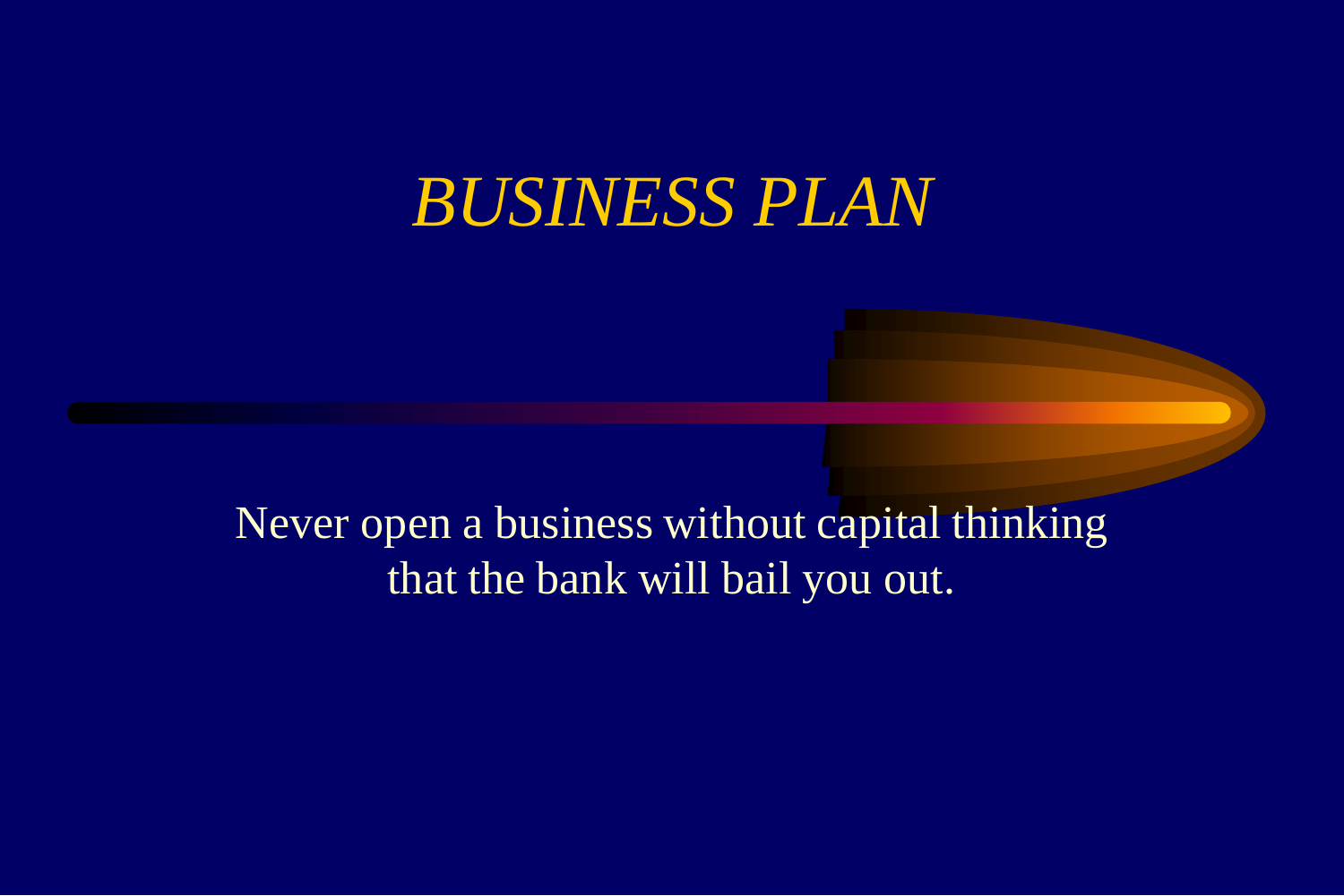# *BUSINESS PLAN*

Never open a business without capital thinking that the bank will bail you out.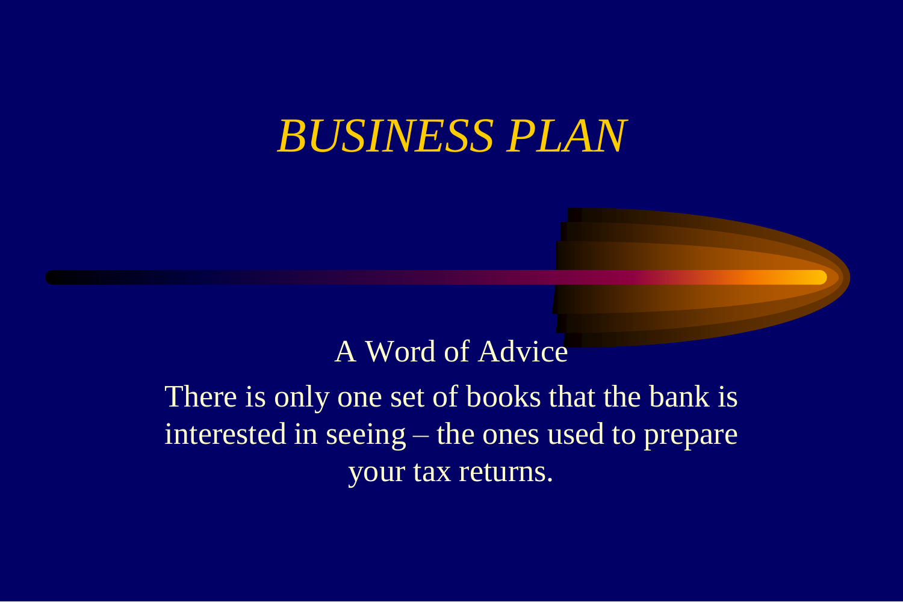# *BUSINESS PLAN*

A Word of Advice

There is only one set of books that the bank is interested in seeing – the ones used to prepare your tax returns.